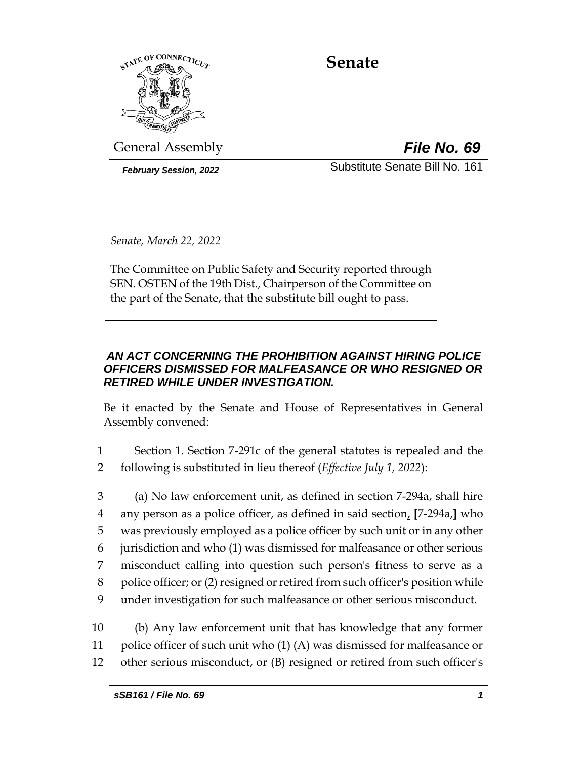# Senate

General Assembly

***File No. 69***

***February Session, 2022***

Substitute Senate Bill No. 161

*Senate, March 22, 2022*

The Committee on Public Safety and Security reported through SEN. OSTEN of the 19th Dist., Chairperson of the Committee on the part of the Senate, that the substitute bill ought to pass.

***AN ACT CONCERNING THE PROHIBITION AGAINST HIRING POLICE OFFICERS DISMISSED FOR MALFEASANCE OR WHO RESIGNED OR RETIRED WHILE UNDER INVESTIGATION.***

Be it enacted by the Senate and House of Representatives in General Assembly convened:

1 Section 1. Section 7-291c of the general statutes is repealed and the
2 following is substituted in lieu thereof (*Effective July 1, 2022*):

3 (a) No law enforcement unit, as defined in section 7-294a, shall hire
4 any person as a police officer, as defined in said section, [7-294a,] who
5 was previously employed as a police officer by such unit or in any other
6 jurisdiction and who (1) was dismissed for malfeasance or other serious
7 misconduct calling into question such person's fitness to serve as a
8 police officer; or (2) resigned or retired from such officer's position while
9 under investigation for such malfeasance or other serious misconduct.

10 (b) Any law enforcement unit that has knowledge that any former
11 police officer of such unit who (1) (A) was dismissed for malfeasance or
12 other serious misconduct, or (B) resigned or retired from such officer's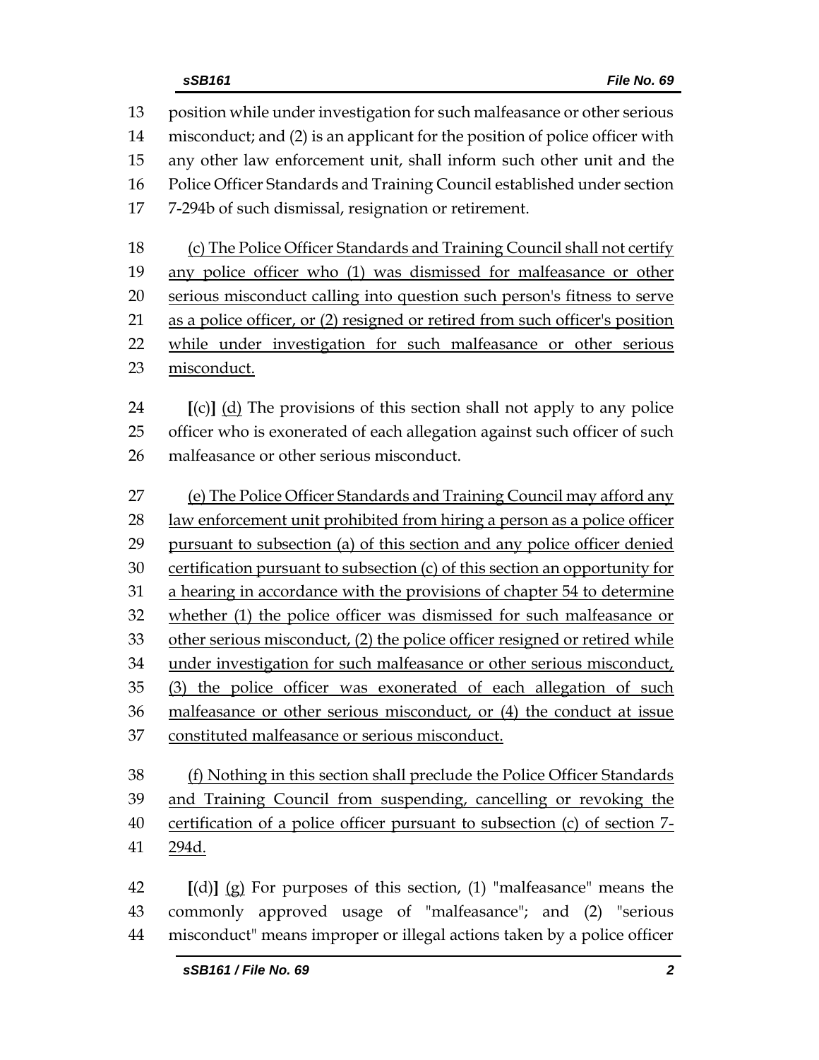position while under investigation for such malfeasance or other serious misconduct; and (2) is an applicant for the position of police officer with any other law enforcement unit, shall inform such other unit and the Police Officer Standards and Training Council established under section 7-294b of such dismissal, resignation or retirement.

<u>(c) The Police Officer Standards and Training Council shall not certify any police officer who (1) was dismissed for malfeasance or other serious misconduct calling into question such person's fitness to serve as a police officer, or (2) resigned or retired from such officer's position while under investigation for such malfeasance or other serious misconduct.</u>

**[**(c)**]** <u>(d)</u> The provisions of this section shall not apply to any police officer who is exonerated of each allegation against such officer of such malfeasance or other serious misconduct.

<u>(e) The Police Officer Standards and Training Council may afford any law enforcement unit prohibited from hiring a person as a police officer pursuant to subsection (a) of this section and any police officer denied certification pursuant to subsection (c) of this section an opportunity for a hearing in accordance with the provisions of chapter 54 to determine whether (1) the police officer was dismissed for such malfeasance or other serious misconduct, (2) the police officer resigned or retired while under investigation for such malfeasance or other serious misconduct, (3) the police officer was exonerated of each allegation of such malfeasance or other serious misconduct, or (4) the conduct at issue constituted malfeasance or serious misconduct.</u>

<u>(f) Nothing in this section shall preclude the Police Officer Standards and Training Council from suspending, cancelling or revoking the certification of a police officer pursuant to subsection (c) of section 7-294d.</u>

**[**(d)**]** <u>(g)</u> For purposes of this section, (1) "malfeasance" means the commonly approved usage of "malfeasance"; and (2) "serious misconduct" means improper or illegal actions taken by a police officer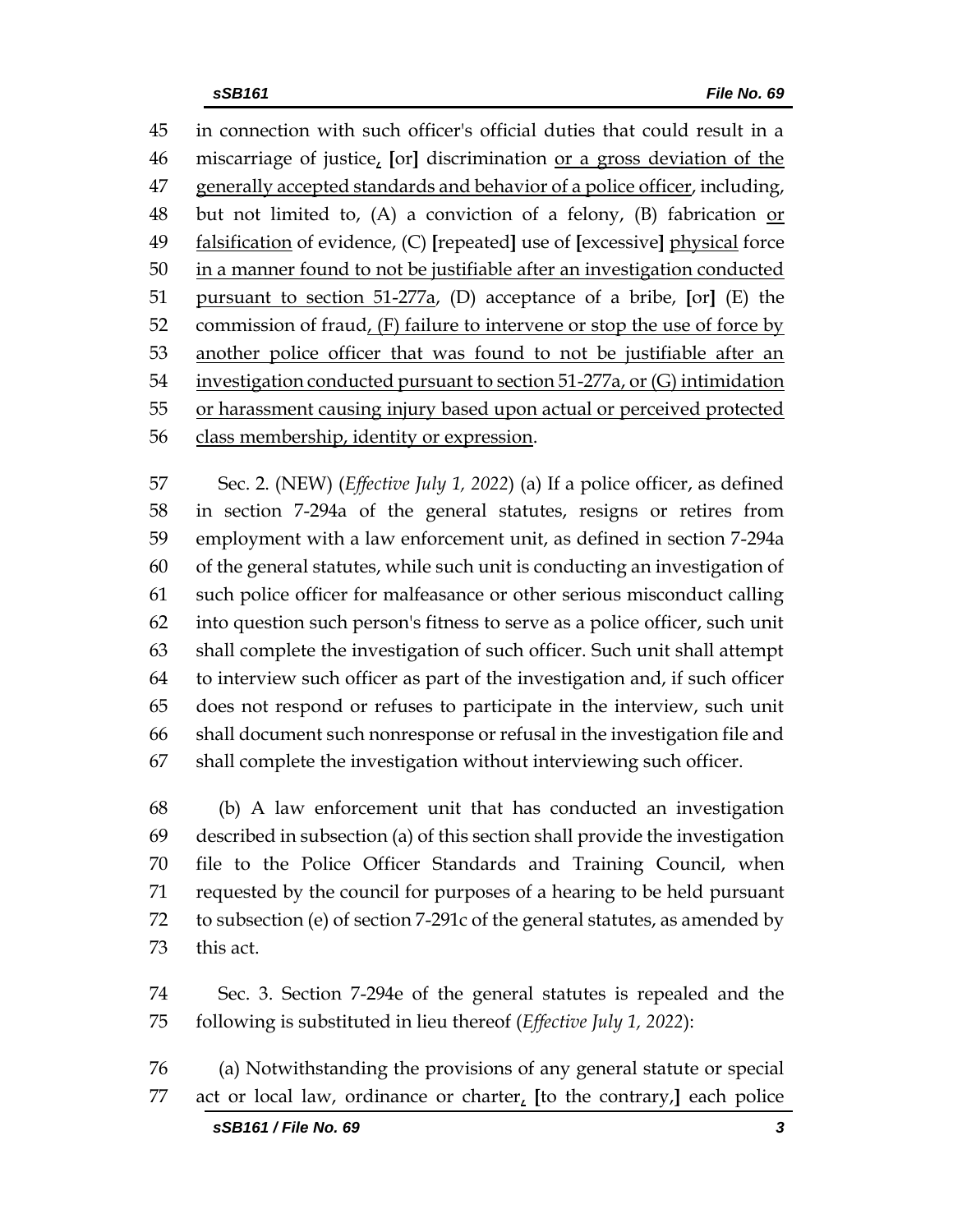45 in connection with such officer's official duties that could result in a
46 miscarriage of justice, [or] discrimination or a gross deviation of the
47 generally accepted standards and behavior of a police officer, including,
48 but not limited to, (A) a conviction of a felony, (B) fabrication or
49 falsification of evidence, (C) [repeated] use of [excessive] physical force
50 in a manner found to not be justifiable after an investigation conducted
51 pursuant to section 51-277a, (D) acceptance of a bribe, [or] (E) the
52 commission of fraud, (F) failure to intervene or stop the use of force by
53 another police officer that was found to not be justifiable after an
54 investigation conducted pursuant to section 51-277a, or (G) intimidation
55 or harassment causing injury based upon actual or perceived protected
56 class membership, identity or expression.

57 Sec. 2. (NEW) (*Effective July 1, 2022*) (a) If a police officer, as defined
58 in section 7-294a of the general statutes, resigns or retires from
59 employment with a law enforcement unit, as defined in section 7-294a
60 of the general statutes, while such unit is conducting an investigation of
61 such police officer for malfeasance or other serious misconduct calling
62 into question such person's fitness to serve as a police officer, such unit
63 shall complete the investigation of such officer. Such unit shall attempt
64 to interview such officer as part of the investigation and, if such officer
65 does not respond or refuses to participate in the interview, such unit
66 shall document such nonresponse or refusal in the investigation file and
67 shall complete the investigation without interviewing such officer.

68 (b) A law enforcement unit that has conducted an investigation
69 described in subsection (a) of this section shall provide the investigation
70 file to the Police Officer Standards and Training Council, when
71 requested by the council for purposes of a hearing to be held pursuant
72 to subsection (e) of section 7-291c of the general statutes, as amended by
73 this act.

74 Sec. 3. Section 7-294e of the general statutes is repealed and the
75 following is substituted in lieu thereof (*Effective July 1, 2022*):

76 (a) Notwithstanding the provisions of any general statute or special
77 act or local law, ordinance or charter, [to the contrary,] each police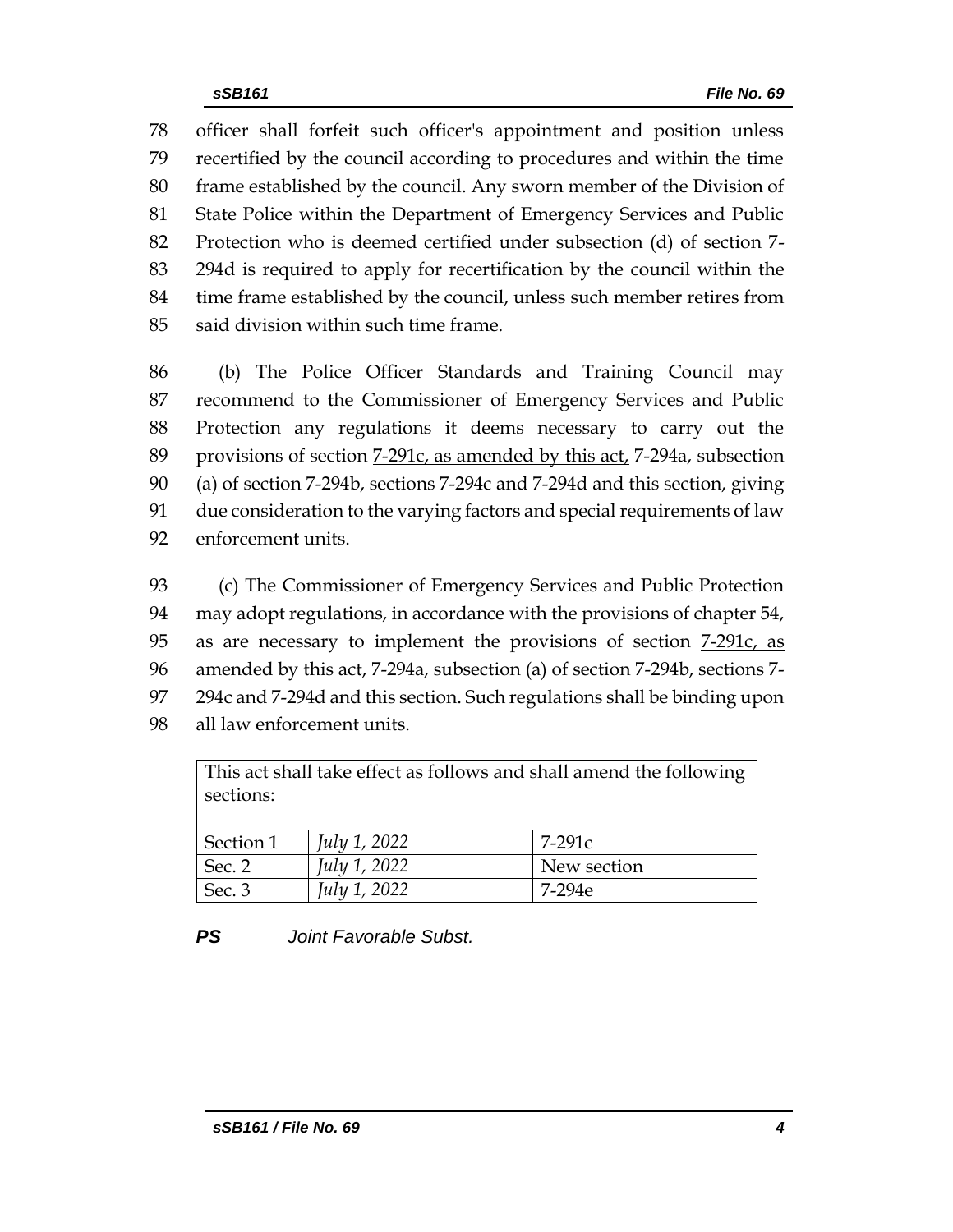officer shall forfeit such officer's appointment and position unless recertified by the council according to procedures and within the time frame established by the council. Any sworn member of the Division of State Police within the Department of Emergency Services and Public Protection who is deemed certified under subsection (d) of section 7-294d is required to apply for recertification by the council within the time frame established by the council, unless such member retires from said division within such time frame.

(b) The Police Officer Standards and Training Council may recommend to the Commissioner of Emergency Services and Public Protection any regulations it deems necessary to carry out the provisions of section <u>7-291c, as amended by this act,</u> 7-294a, subsection (a) of section 7-294b, sections 7-294c and 7-294d and this section, giving due consideration to the varying factors and special requirements of law enforcement units.

(c) The Commissioner of Emergency Services and Public Protection may adopt regulations, in accordance with the provisions of chapter 54, as are necessary to implement the provisions of section <u>7-291c, as amended by this act,</u> 7-294a, subsection (a) of section 7-294b, sections 7-294c and 7-294d and this section. Such regulations shall be binding upon all law enforcement units.

| This act shall take effect as follows and shall amend the following sections: | | |
|---|---|---|
| Section 1 | *July 1, 2022* | 7-291c |
| Sec. 2 | *July 1, 2022* | New section |
| Sec. 3 | *July 1, 2022* | 7-294e |

***PS*** *Joint Favorable Subst.*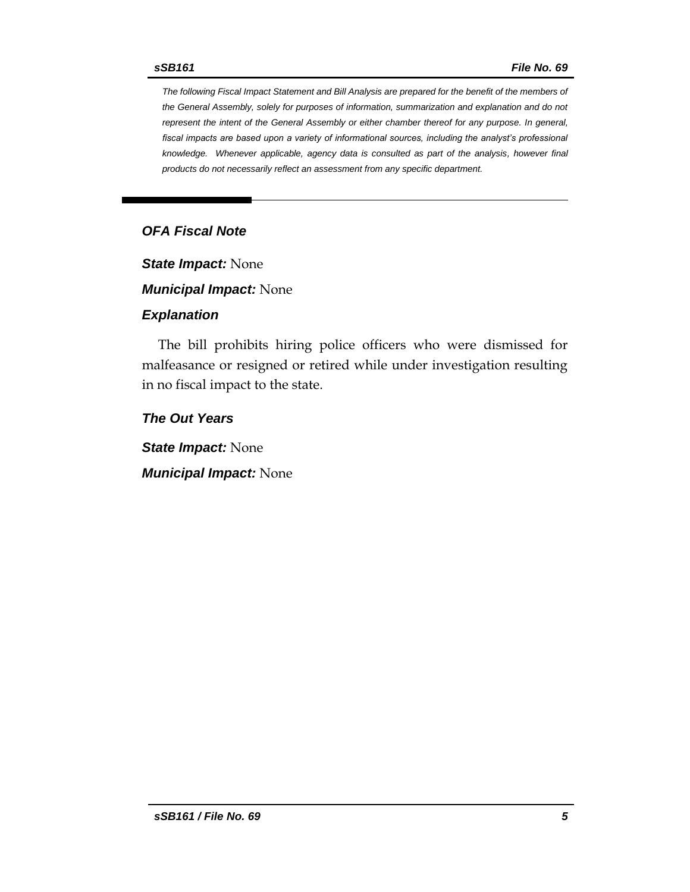*The following Fiscal Impact Statement and Bill Analysis are prepared for the benefit of the members of the General Assembly, solely for purposes of information, summarization and explanation and do not represent the intent of the General Assembly or either chamber thereof for any purpose. In general, fiscal impacts are based upon a variety of informational sources, including the analyst's professional knowledge. Whenever applicable, agency data is consulted as part of the analysis, however final products do not necessarily reflect an assessment from any specific department.*

---

## *OFA Fiscal Note*

***State Impact:*** None

***Municipal Impact:*** None

### *Explanation*

The bill prohibits hiring police officers who were dismissed for malfeasance or resigned or retired while under investigation resulting in no fiscal impact to the state.

### *The Out Years*

***State Impact:*** None

***Municipal Impact:*** None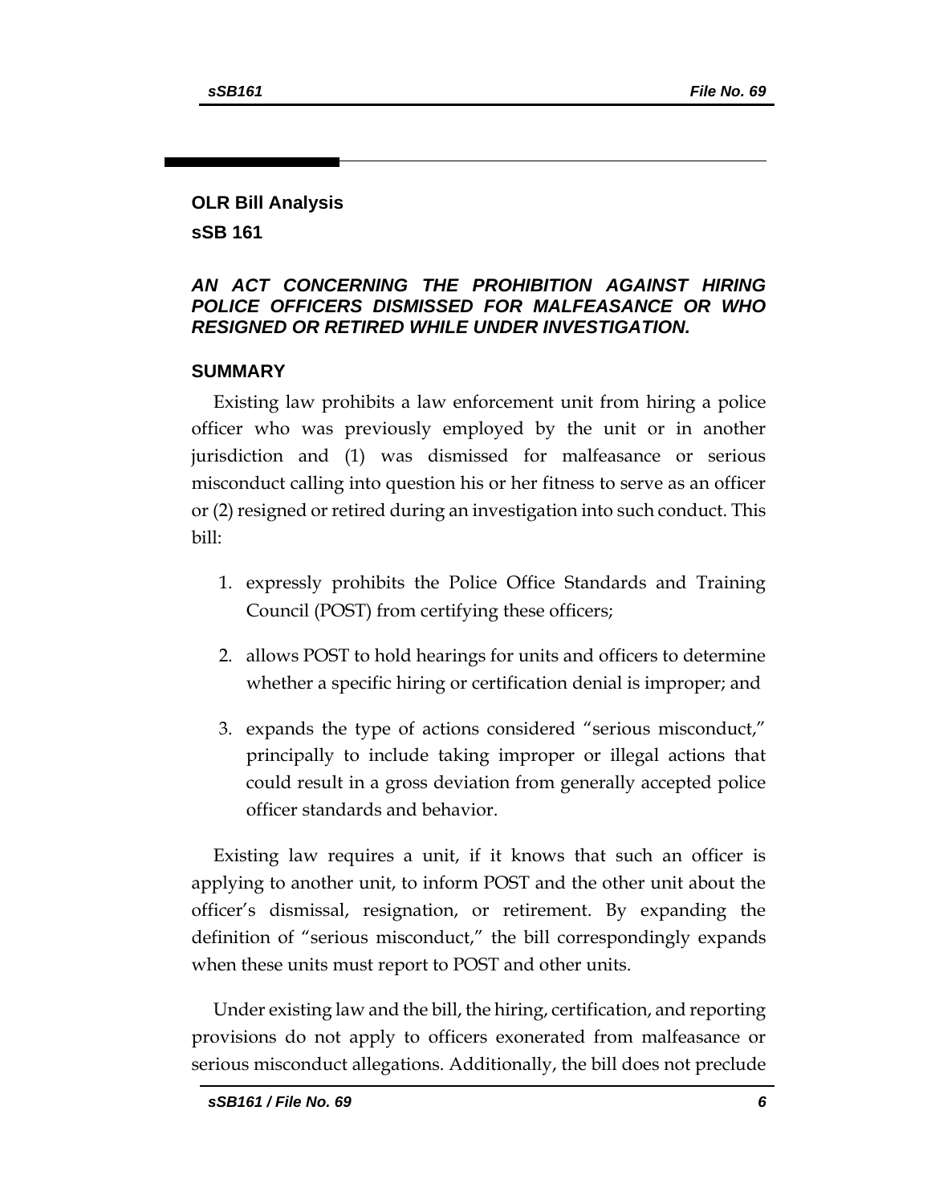## OLR Bill Analysis

## sSB 161

### *AN ACT CONCERNING THE PROHIBITION AGAINST HIRING POLICE OFFICERS DISMISSED FOR MALFEASANCE OR WHO RESIGNED OR RETIRED WHILE UNDER INVESTIGATION.*

### SUMMARY

Existing law prohibits a law enforcement unit from hiring a police officer who was previously employed by the unit or in another jurisdiction and (1) was dismissed for malfeasance or serious misconduct calling into question his or her fitness to serve as an officer or (2) resigned or retired during an investigation into such conduct. This bill:

1. expressly prohibits the Police Office Standards and Training Council (POST) from certifying these officers;
2. allows POST to hold hearings for units and officers to determine whether a specific hiring or certification denial is improper; and
3. expands the type of actions considered "serious misconduct," principally to include taking improper or illegal actions that could result in a gross deviation from generally accepted police officer standards and behavior.

Existing law requires a unit, if it knows that such an officer is applying to another unit, to inform POST and the other unit about the officer's dismissal, resignation, or retirement. By expanding the definition of "serious misconduct," the bill correspondingly expands when these units must report to POST and other units.

Under existing law and the bill, the hiring, certification, and reporting provisions do not apply to officers exonerated from malfeasance or serious misconduct allegations. Additionally, the bill does not preclude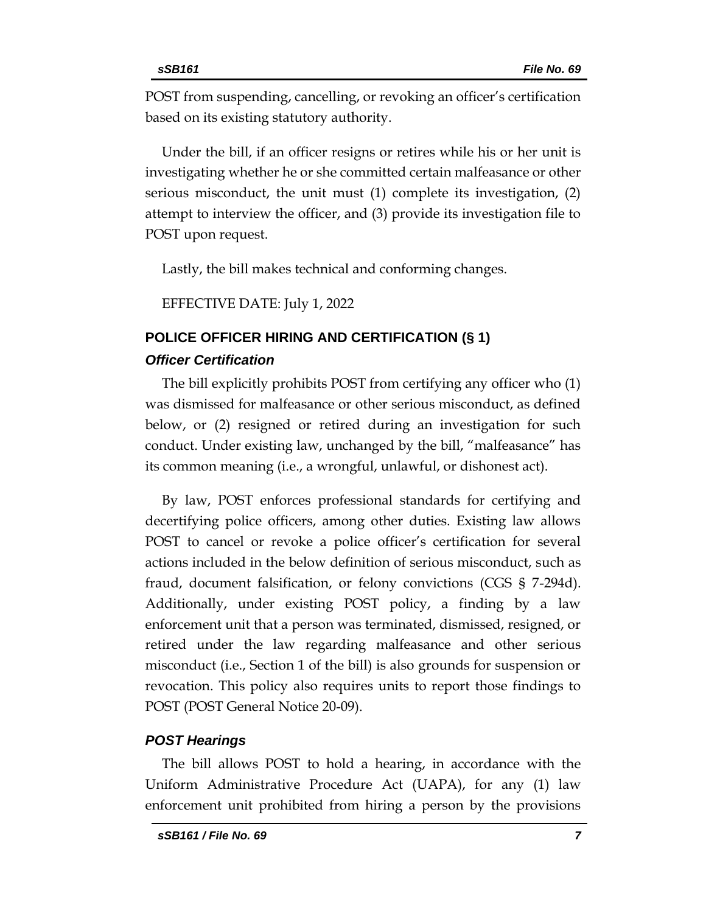POST from suspending, cancelling, or revoking an officer's certification based on its existing statutory authority.

Under the bill, if an officer resigns or retires while his or her unit is investigating whether he or she committed certain malfeasance or other serious misconduct, the unit must (1) complete its investigation, (2) attempt to interview the officer, and (3) provide its investigation file to POST upon request.

Lastly, the bill makes technical and conforming changes.

EFFECTIVE DATE: July 1, 2022

## POLICE OFFICER HIRING AND CERTIFICATION (§ 1)

### *Officer Certification*

The bill explicitly prohibits POST from certifying any officer who (1) was dismissed for malfeasance or other serious misconduct, as defined below, or (2) resigned or retired during an investigation for such conduct. Under existing law, unchanged by the bill, "malfeasance" has its common meaning (i.e., a wrongful, unlawful, or dishonest act).

By law, POST enforces professional standards for certifying and decertifying police officers, among other duties. Existing law allows POST to cancel or revoke a police officer's certification for several actions included in the below definition of serious misconduct, such as fraud, document falsification, or felony convictions (CGS § 7-294d). Additionally, under existing POST policy, a finding by a law enforcement unit that a person was terminated, dismissed, resigned, or retired under the law regarding malfeasance and other serious misconduct (i.e., Section 1 of the bill) is also grounds for suspension or revocation. This policy also requires units to report those findings to POST (POST General Notice 20-09).

### *POST Hearings*

The bill allows POST to hold a hearing, in accordance with the Uniform Administrative Procedure Act (UAPA), for any (1) law enforcement unit prohibited from hiring a person by the provisions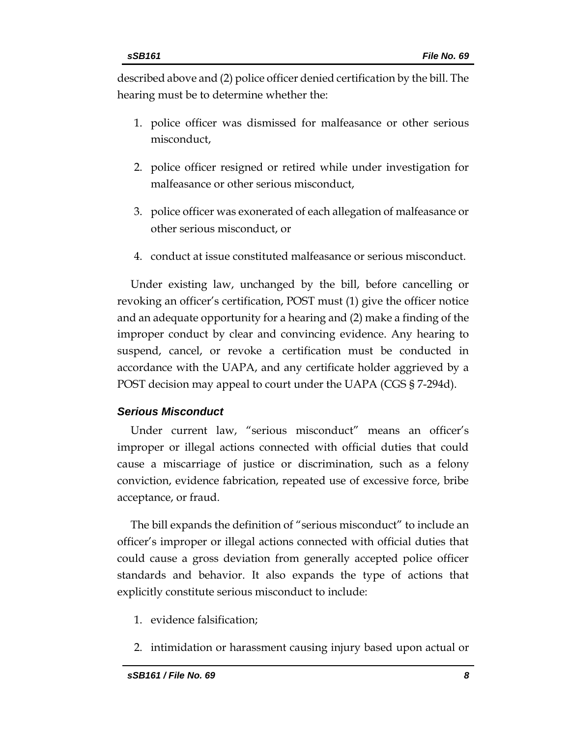described above and (2) police officer denied certification by the bill. The hearing must be to determine whether the:

1. police officer was dismissed for malfeasance or other serious misconduct,
2. police officer resigned or retired while under investigation for malfeasance or other serious misconduct,
3. police officer was exonerated of each allegation of malfeasance or other serious misconduct, or
4. conduct at issue constituted malfeasance or serious misconduct.

Under existing law, unchanged by the bill, before cancelling or revoking an officer's certification, POST must (1) give the officer notice and an adequate opportunity for a hearing and (2) make a finding of the improper conduct by clear and convincing evidence. Any hearing to suspend, cancel, or revoke a certification must be conducted in accordance with the UAPA, and any certificate holder aggrieved by a POST decision may appeal to court under the UAPA (CGS § 7-294d).

### *Serious Misconduct*

Under current law, "serious misconduct" means an officer's improper or illegal actions connected with official duties that could cause a miscarriage of justice or discrimination, such as a felony conviction, evidence fabrication, repeated use of excessive force, bribe acceptance, or fraud.

The bill expands the definition of "serious misconduct" to include an officer's improper or illegal actions connected with official duties that could cause a gross deviation from generally accepted police officer standards and behavior. It also expands the type of actions that explicitly constitute serious misconduct to include:

1. evidence falsification;
2. intimidation or harassment causing injury based upon actual or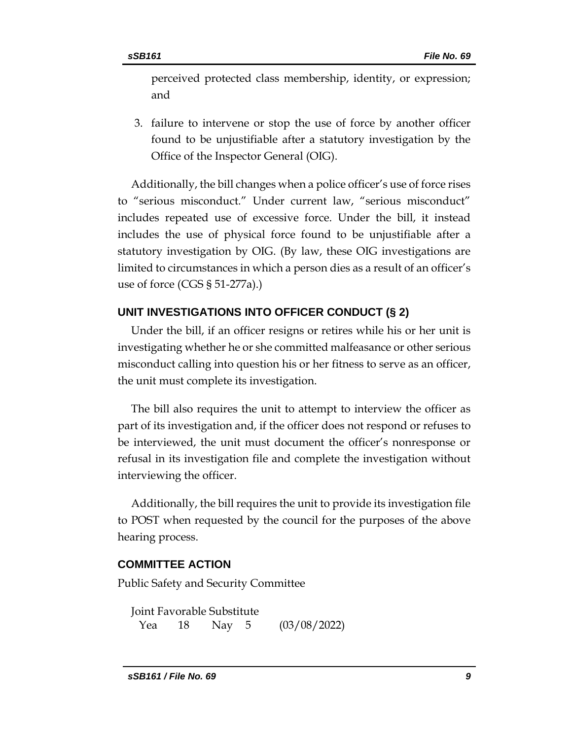perceived protected class membership, identity, or expression; and

3. failure to intervene or stop the use of force by another officer found to be unjustifiable after a statutory investigation by the Office of the Inspector General (OIG).

Additionally, the bill changes when a police officer's use of force rises to "serious misconduct." Under current law, "serious misconduct" includes repeated use of excessive force. Under the bill, it instead includes the use of physical force found to be unjustifiable after a statutory investigation by OIG. (By law, these OIG investigations are limited to circumstances in which a person dies as a result of an officer's use of force (CGS § 51-277a).)

## UNIT INVESTIGATIONS INTO OFFICER CONDUCT (§ 2)

Under the bill, if an officer resigns or retires while his or her unit is investigating whether he or she committed malfeasance or other serious misconduct calling into question his or her fitness to serve as an officer, the unit must complete its investigation.

The bill also requires the unit to attempt to interview the officer as part of its investigation and, if the officer does not respond or refuses to be interviewed, the unit must document the officer's nonresponse or refusal in its investigation file and complete the investigation without interviewing the officer.

Additionally, the bill requires the unit to provide its investigation file to POST when requested by the council for the purposes of the above hearing process.

## COMMITTEE ACTION

Public Safety and Security Committee

Joint Favorable Substitute
Yea 18 Nay 5 (03/08/2022)